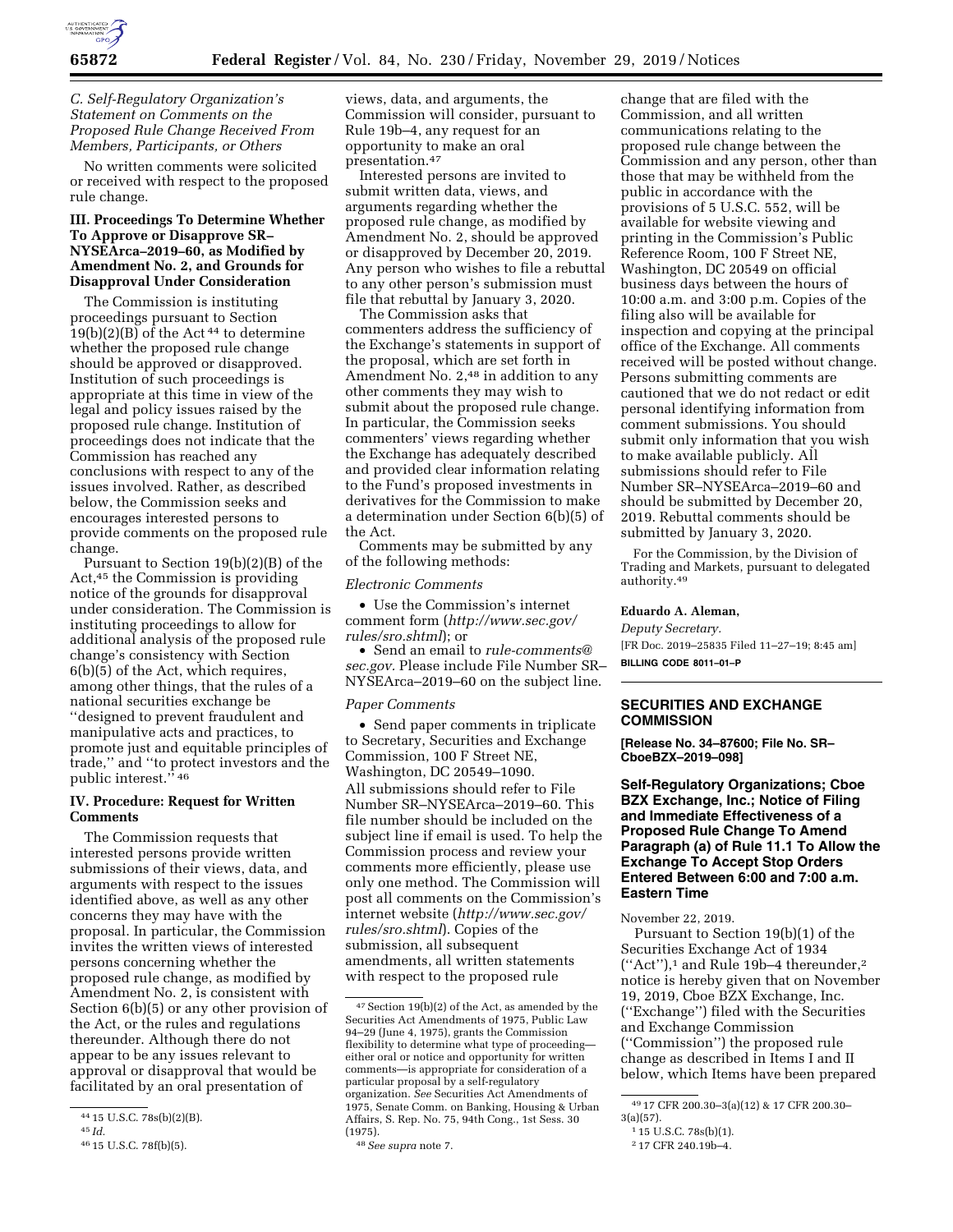*C. Self-Regulatory Organization's Statement on Comments on the Proposed Rule Change Received From Members, Participants, or Others*

No written comments were solicited or received with respect to the proposed rule change.

### III. Proceedings To Determine Whether To Approve or Disapprove SR–NYSEArca–2019–60, as Modified by Amendment No. 2, and Grounds for Disapproval Under Consideration

The Commission is instituting proceedings pursuant to Section 19(b)(2)(B) of the Act [44] to determine whether the proposed rule change should be approved or disapproved. Institution of such proceedings is appropriate at this time in view of the legal and policy issues raised by the proposed rule change. Institution of proceedings does not indicate that the Commission has reached any conclusions with respect to any of the issues involved. Rather, as described below, the Commission seeks and encourages interested persons to provide comments on the proposed rule change.

Pursuant to Section 19(b)(2)(B) of the Act,[45] the Commission is providing notice of the grounds for disapproval under consideration. The Commission is instituting proceedings to allow for additional analysis of the proposed rule change's consistency with Section 6(b)(5) of the Act, which requires, among other things, that the rules of a national securities exchange be ''designed to prevent fraudulent and manipulative acts and practices, to promote just and equitable principles of trade,'' and ''to protect investors and the public interest.'' [46]

### IV. Procedure: Request for Written Comments

The Commission requests that interested persons provide written submissions of their views, data, and arguments with respect to the issues identified above, as well as any other concerns they may have with the proposal. In particular, the Commission invites the written views of interested persons concerning whether the proposed rule change, as modified by Amendment No. 2, is consistent with Section 6(b)(5) or any other provision of the Act, or the rules and regulations thereunder. Although there do not appear to be any issues relevant to approval or disapproval that would be facilitated by an oral presentation of views, data, and arguments, the Commission will consider, pursuant to Rule 19b–4, any request for an opportunity to make an oral presentation.[47]

Interested persons are invited to submit written data, views, and arguments regarding whether the proposed rule change, as modified by Amendment No. 2, should be approved or disapproved by December 20, 2019. Any person who wishes to file a rebuttal to any other person's submission must file that rebuttal by January 3, 2020.

The Commission asks that commenters address the sufficiency of the Exchange's statements in support of the proposal, which are set forth in Amendment No. 2,[48] in addition to any other comments they may wish to submit about the proposed rule change. In particular, the Commission seeks commenters' views regarding whether the Exchange has adequately described and provided clear information relating to the Fund's proposed investments in derivatives for the Commission to make a determination under Section 6(b)(5) of the Act.

Comments may be submitted by any of the following methods:

*Electronic Comments*

- Use the Commission's internet comment form (*http://www.sec.gov/rules/sro.shtml*); or
- Send an email to *rule-comments@sec.gov.* Please include File Number SR–NYSEArca–2019–60 on the subject line.

*Paper Comments*

- Send paper comments in triplicate to Secretary, Securities and Exchange Commission, 100 F Street NE, Washington, DC 20549–1090.

All submissions should refer to File Number SR–NYSEArca–2019–60. This file number should be included on the subject line if email is used. To help the Commission process and review your comments more efficiently, please use only one method. The Commission will post all comments on the Commission's internet website (*http://www.sec.gov/rules/sro.shtml*). Copies of the submission, all subsequent amendments, all written statements with respect to the proposed rule change that are filed with the Commission, and all written communications relating to the proposed rule change between the Commission and any person, other than those that may be withheld from the public in accordance with the provisions of 5 U.S.C. 552, will be available for website viewing and printing in the Commission's Public Reference Room, 100 F Street NE, Washington, DC 20549 on official business days between the hours of 10:00 a.m. and 3:00 p.m. Copies of the filing also will be available for inspection and copying at the principal office of the Exchange. All comments received will be posted without change. Persons submitting comments are cautioned that we do not redact or edit personal identifying information from comment submissions. You should submit only information that you wish to make available publicly. All submissions should refer to File Number SR–NYSEArca–2019–60 and should be submitted by December 20, 2019. Rebuttal comments should be submitted by January 3, 2020.

For the Commission, by the Division of Trading and Markets, pursuant to delegated authority.[49]

**Eduardo A. Aleman,**

*Deputy Secretary.*

[FR Doc. 2019–25835 Filed 11–27–19; 8:45 am]

**BILLING CODE 8011–01–P**

---

[44] 15 U.S.C. 78s(b)(2)(B).

[45] *Id.*

[46] 15 U.S.C. 78f(b)(5).

[47] Section 19(b)(2) of the Act, as amended by the Securities Act Amendments of 1975, Public Law 94–29 (June 4, 1975), grants the Commission flexibility to determine what type of proceeding—either oral or notice and opportunity for written comments—is appropriate for consideration of a particular proposal by a self-regulatory organization. *See* Securities Act Amendments of 1975, Senate Comm. on Banking, Housing & Urban Affairs, S. Rep. No. 75, 94th Cong., 1st Sess. 30 (1975).

[48] *See supra* note 7.

[49] 17 CFR 200.30–3(a)(12) & 17 CFR 200.30–3(a)(57).

---

## SECURITIES AND EXCHANGE COMMISSION

**[Release No. 34–87600; File No. SR–CboeBZX–2019–098]**

### Self-Regulatory Organizations; Cboe BZX Exchange, Inc.; Notice of Filing and Immediate Effectiveness of a Proposed Rule Change To Amend Paragraph (a) of Rule 11.1 To Allow the Exchange To Accept Stop Orders Entered Between 6:00 and 7:00 a.m. Eastern Time

November 22, 2019.

Pursuant to Section 19(b)(1) of the Securities Exchange Act of 1934 (''Act''),[1] and Rule 19b–4 thereunder,[2] notice is hereby given that on November 19, 2019, Cboe BZX Exchange, Inc. (''Exchange'') filed with the Securities and Exchange Commission (''Commission'') the proposed rule change as described in Items I and II below, which Items have been prepared

---

[1] 15 U.S.C. 78s(b)(1).

[2] 17 CFR 240.19b–4.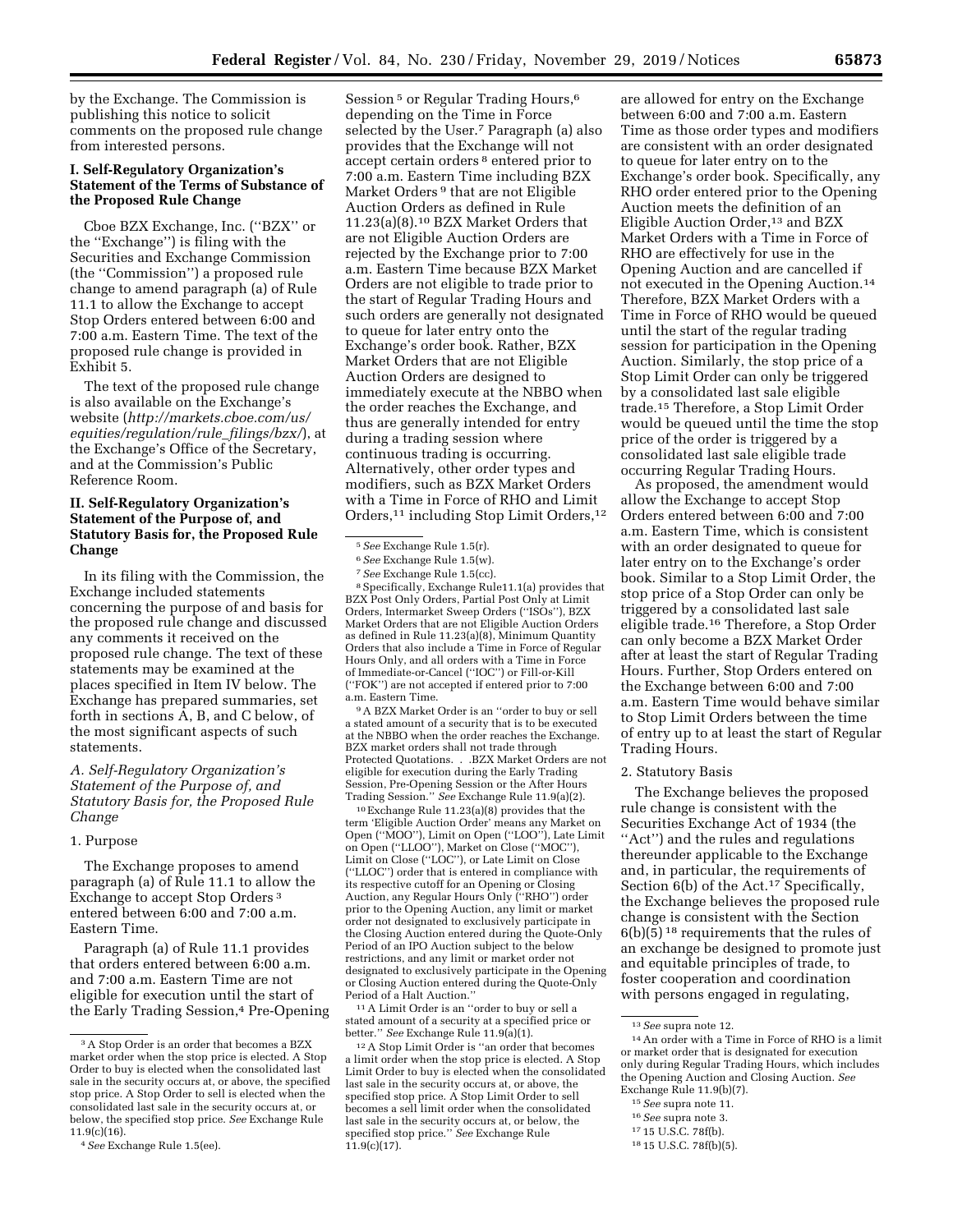by the Exchange. The Commission is publishing this notice to solicit comments on the proposed rule change from interested persons.

## I. Self-Regulatory Organization's Statement of the Terms of Substance of the Proposed Rule Change

Cboe BZX Exchange, Inc. (''BZX'' or the ''Exchange'') is filing with the Securities and Exchange Commission (the ''Commission'') a proposed rule change to amend paragraph (a) of Rule 11.1 to allow the Exchange to accept Stop Orders entered between 6:00 and 7:00 a.m. Eastern Time. The text of the proposed rule change is provided in Exhibit 5.

The text of the proposed rule change is also available on the Exchange's website (*http://markets.cboe.com/us/equities/regulation/rule_filings/bzx/*), at the Exchange's Office of the Secretary, and at the Commission's Public Reference Room.

## II. Self-Regulatory Organization's Statement of the Purpose of, and Statutory Basis for, the Proposed Rule Change

In its filing with the Commission, the Exchange included statements concerning the purpose of and basis for the proposed rule change and discussed any comments it received on the proposed rule change. The text of these statements may be examined at the places specified in Item IV below. The Exchange has prepared summaries, set forth in sections A, B, and C below, of the most significant aspects of such statements.

### *A. Self-Regulatory Organization's Statement of the Purpose of, and Statutory Basis for, the Proposed Rule Change*

1. Purpose

The Exchange proposes to amend paragraph (a) of Rule 11.1 to allow the Exchange to accept Stop Orders [3] entered between 6:00 and 7:00 a.m. Eastern Time.

Paragraph (a) of Rule 11.1 provides that orders entered between 6:00 a.m. and 7:00 a.m. Eastern Time are not eligible for execution until the start of the Early Trading Session,[4] Pre-Opening Session [5] or Regular Trading Hours,[6] depending on the Time in Force selected by the User.[7] Paragraph (a) also provides that the Exchange will not accept certain orders [8] entered prior to 7:00 a.m. Eastern Time including BZX Market Orders [9] that are not Eligible Auction Orders as defined in Rule 11.23(a)(8).[10] BZX Market Orders that are not Eligible Auction Orders are rejected by the Exchange prior to 7:00 a.m. Eastern Time because BZX Market Orders are not eligible to trade prior to the start of Regular Trading Hours and such orders are generally not designated to queue for later entry onto the Exchange's order book. Rather, BZX Market Orders that are not Eligible Auction Orders are designed to immediately execute at the NBBO when the order reaches the Exchange, and thus are generally intended for entry during a trading session where continuous trading is occurring. Alternatively, other order types and modifiers, such as BZX Market Orders with a Time in Force of RHO and Limit Orders,[11] including Stop Limit Orders,[12] are allowed for entry on the Exchange between 6:00 and 7:00 a.m. Eastern Time as those order types and modifiers are consistent with an order designated to queue for later entry on to the Exchange's order book. Specifically, any RHO order entered prior to the Opening Auction meets the definition of an Eligible Auction Order,[13] and BZX Market Orders with a Time in Force of RHO are effectively for use in the Opening Auction and are cancelled if not executed in the Opening Auction.[14] Therefore, BZX Market Orders with a Time in Force of RHO would be queued until the start of the regular trading session for participation in the Opening Auction. Similarly, the stop price of a Stop Limit Order can only be triggered by a consolidated last sale eligible trade.[15] Therefore, a Stop Limit Order would be queued until the time the stop price of the order is triggered by a consolidated last sale eligible trade occurring Regular Trading Hours.

As proposed, the amendment would allow the Exchange to accept Stop Orders entered between 6:00 and 7:00 a.m. Eastern Time, which is consistent with an order designated to queue for later entry on to the Exchange's order book. Similar to a Stop Limit Order, the stop price of a Stop Order can only be triggered by a consolidated last sale eligible trade.[16] Therefore, a Stop Order can only become a BZX Market Order after at least the start of Regular Trading Hours. Further, Stop Orders entered on the Exchange between 6:00 and 7:00 a.m. Eastern Time would behave similar to Stop Limit Orders between the time of entry up to at least the start of Regular Trading Hours.

2. Statutory Basis

The Exchange believes the proposed rule change is consistent with the Securities Exchange Act of 1934 (the ''Act'') and the rules and regulations thereunder applicable to the Exchange and, in particular, the requirements of Section 6(b) of the Act.[17] Specifically, the Exchange believes the proposed rule change is consistent with the Section 6(b)(5) [18] requirements that the rules of an exchange be designed to promote just and equitable principles of trade, to foster cooperation and coordination with persons engaged in regulating,

---

[3] A Stop Order is an order that becomes a BZX market order when the stop price is elected. A Stop Order to buy is elected when the consolidated last sale in the security occurs at, or above, the specified stop price. A Stop Order to sell is elected when the consolidated last sale in the security occurs at, or below, the specified stop price. *See* Exchange Rule 11.9(c)(16).

[4] *See* Exchange Rule 1.5(ee).

[5] *See* Exchange Rule 1.5(r).

[6] *See* Exchange Rule 1.5(w).

[7] *See* Exchange Rule 1.5(cc).

[8] Specifically, Exchange Rule11.1(a) provides that BZX Post Only Orders, Partial Post Only at Limit Orders, Intermarket Sweep Orders (''ISOs''), BZX Market Orders that are not Eligible Auction Orders as defined in Rule 11.23(a)(8), Minimum Quantity Orders that also include a Time in Force of Regular Hours Only, and all orders with a Time in Force of Immediate-or-Cancel (''IOC'') or Fill-or-Kill (''FOK'') are not accepted if entered prior to 7:00 a.m. Eastern Time.

[9] A BZX Market Order is an ''order to buy or sell a stated amount of a security that is to be executed at the NBBO when the order reaches the Exchange. BZX market orders shall not trade through Protected Quotations. . .BZX Market Orders are not eligible for execution during the Early Trading Session, Pre-Opening Session or the After Hours Trading Session.'' *See* Exchange Rule 11.9(a)(2).

[10] Exchange Rule 11.23(a)(8) provides that the term 'Eligible Auction Order' means any Market on Open (''MOO''), Limit on Open (''LOO''), Late Limit on Open (''LLOO''), Market on Close (''MOC''), Limit on Close (''LOC''), or Late Limit on Close (''LLOC'') order that is entered in compliance with its respective cutoff for an Opening or Closing Auction, any Regular Hours Only (''RHO'') order prior to the Opening Auction, any limit or market order not designated to exclusively participate in the Closing Auction entered during the Quote-Only Period of an IPO Auction subject to the below restrictions, and any limit or market order not designated to exclusively participate in the Opening or Closing Auction entered during the Quote-Only Period of a Halt Auction.''

[11] A Limit Order is an ''order to buy or sell a stated amount of a security at a specified price or better.'' *See* Exchange Rule 11.9(a)(1).

[12] A Stop Limit Order is ''an order that becomes a limit order when the stop price is elected. A Stop Limit Order to buy is elected when the consolidated last sale in the security occurs at, or above, the specified stop price. A Stop Limit Order to sell becomes a sell limit order when the consolidated last sale in the security occurs at, or below, the specified stop price.'' *See* Exchange Rule 11.9(c)(17).

[13] *See* supra note 12.

[14] An order with a Time in Force of RHO is a limit or market order that is designated for execution only during Regular Trading Hours, which includes the Opening Auction and Closing Auction. *See* Exchange Rule 11.9(b)(7).

[15] *See* supra note 11.

[16] *See* supra note 3.

[17] 15 U.S.C. 78f(b).

[18] 15 U.S.C. 78f(b)(5).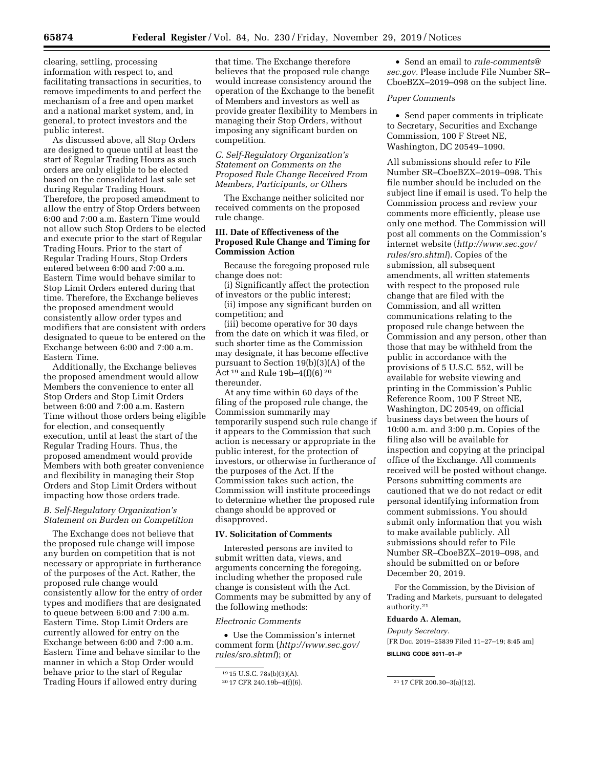clearing, settling, processing information with respect to, and facilitating transactions in securities, to remove impediments to and perfect the mechanism of a free and open market and a national market system, and, in general, to protect investors and the public interest.

As discussed above, all Stop Orders are designed to queue until at least the start of Regular Trading Hours as such orders are only eligible to be elected based on the consolidated last sale set during Regular Trading Hours. Therefore, the proposed amendment to allow the entry of Stop Orders between 6:00 and 7:00 a.m. Eastern Time would not allow such Stop Orders to be elected and execute prior to the start of Regular Trading Hours. Prior to the start of Regular Trading Hours, Stop Orders entered between 6:00 and 7:00 a.m. Eastern Time would behave similar to Stop Limit Orders entered during that time. Therefore, the Exchange believes the proposed amendment would consistently allow order types and modifiers that are consistent with orders designated to queue to be entered on the Exchange between 6:00 and 7:00 a.m. Eastern Time.

Additionally, the Exchange believes the proposed amendment would allow Members the convenience to enter all Stop Orders and Stop Limit Orders between 6:00 and 7:00 a.m. Eastern Time without those orders being eligible for election, and consequently execution, until at least the start of the Regular Trading Hours. Thus, the proposed amendment would provide Members with both greater convenience and flexibility in managing their Stop Orders and Stop Limit Orders without impacting how those orders trade.

### *B. Self-Regulatory Organization's Statement on Burden on Competition*

The Exchange does not believe that the proposed rule change will impose any burden on competition that is not necessary or appropriate in furtherance of the purposes of the Act. Rather, the proposed rule change would consistently allow for the entry of order types and modifiers that are designated to queue between 6:00 and 7:00 a.m. Eastern Time. Stop Limit Orders are currently allowed for entry on the Exchange between 6:00 and 7:00 a.m. Eastern Time and behave similar to the manner in which a Stop Order would behave prior to the start of Regular Trading Hours if allowed entry during that time. The Exchange therefore believes that the proposed rule change would increase consistency around the operation of the Exchange to the benefit of Members and investors as well as provide greater flexibility to Members in managing their Stop Orders, without imposing any significant burden on competition.

### *C. Self-Regulatory Organization's Statement on Comments on the Proposed Rule Change Received From Members, Participants, or Others*

The Exchange neither solicited nor received comments on the proposed rule change.

## III. Date of Effectiveness of the Proposed Rule Change and Timing for Commission Action

Because the foregoing proposed rule change does not:

(i) Significantly affect the protection of investors or the public interest;

(ii) impose any significant burden on competition; and

(iii) become operative for 30 days from the date on which it was filed, or such shorter time as the Commission may designate, it has become effective pursuant to Section 19(b)(3)(A) of the Act [19] and Rule 19b–4(f)(6) [20] thereunder.

At any time within 60 days of the filing of the proposed rule change, the Commission summarily may temporarily suspend such rule change if it appears to the Commission that such action is necessary or appropriate in the public interest, for the protection of investors, or otherwise in furtherance of the purposes of the Act. If the Commission takes such action, the Commission will institute proceedings to determine whether the proposed rule change should be approved or disapproved.

## IV. Solicitation of Comments

Interested persons are invited to submit written data, views, and arguments concerning the foregoing, including whether the proposed rule change is consistent with the Act. Comments may be submitted by any of the following methods:

*Electronic Comments*

- Use the Commission's internet comment form (*http://www.sec.gov/rules/sro.shtml*); or
- Send an email to *rule-comments@sec.gov.* Please include File Number SR–CboeBZX–2019–098 on the subject line.

*Paper Comments*

- Send paper comments in triplicate to Secretary, Securities and Exchange Commission, 100 F Street NE, Washington, DC 20549–1090.

All submissions should refer to File Number SR–CboeBZX–2019–098. This file number should be included on the subject line if email is used. To help the Commission process and review your comments more efficiently, please use only one method. The Commission will post all comments on the Commission's internet website (*http://www.sec.gov/rules/sro.shtml*). Copies of the submission, all subsequent amendments, all written statements with respect to the proposed rule change that are filed with the Commission, and all written communications relating to the proposed rule change between the Commission and any person, other than those that may be withheld from the public in accordance with the provisions of 5 U.S.C. 552, will be available for website viewing and printing in the Commission's Public Reference Room, 100 F Street NE, Washington, DC 20549, on official business days between the hours of 10:00 a.m. and 3:00 p.m. Copies of the filing also will be available for inspection and copying at the principal office of the Exchange. All comments received will be posted without change. Persons submitting comments are cautioned that we do not redact or edit personal identifying information from comment submissions. You should submit only information that you wish to make available publicly. All submissions should refer to File Number SR–CboeBZX–2019–098, and should be submitted on or before December 20, 2019.

For the Commission, by the Division of Trading and Markets, pursuant to delegated authority.[21]

**Eduardo A. Aleman,**

*Deputy Secretary.*

[FR Doc. 2019–25839 Filed 11–27–19; 8:45 am]

**BILLING CODE 8011–01–P**

---

[19] 15 U.S.C. 78s(b)(3)(A).

[20] 17 CFR 240.19b–4(f)(6).

[21] 17 CFR 200.30–3(a)(12).